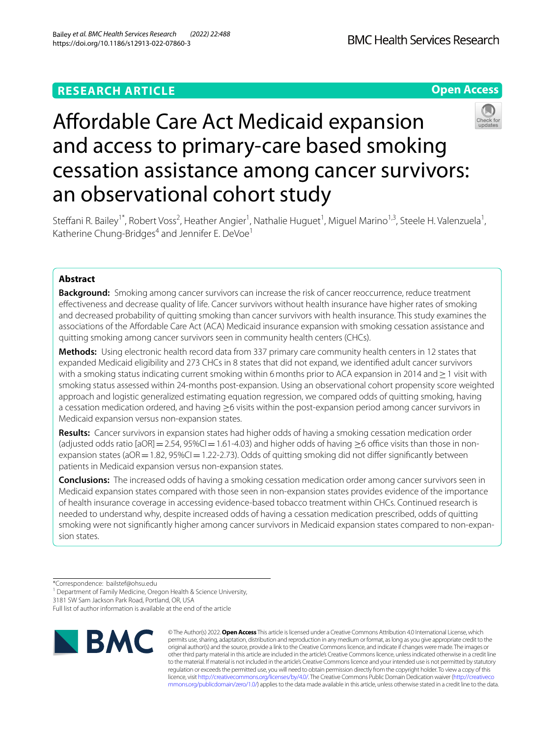RESEARCH ARTICLE

Open Access

# Affordable Care Act Medicaid expansion and access to primary-care based smoking cessation assistance among cancer survivors: an observational cohort study

Steffani R. Bailey[1*], Robert Voss[2], Heather Angier[1], Nathalie Huguet[1], Miguel Marino[1,3], Steele H. Valenzuela[1], Katherine Chung-Bridges[4] and Jennifer E. DeVoe[1]

## Abstract

**Background:** Smoking among cancer survivors can increase the risk of cancer reoccurrence, reduce treatment effectiveness and decrease quality of life. Cancer survivors without health insurance have higher rates of smoking and decreased probability of quitting smoking than cancer survivors with health insurance. This study examines the associations of the Affordable Care Act (ACA) Medicaid insurance expansion with smoking cessation assistance and quitting smoking among cancer survivors seen in community health centers (CHCs).

**Methods:** Using electronic health record data from 337 primary care community health centers in 12 states that expanded Medicaid eligibility and 273 CHCs in 8 states that did not expand, we identified adult cancer survivors with a smoking status indicating current smoking within 6 months prior to ACA expansion in 2014 and ≥ 1 visit with smoking status assessed within 24-months post-expansion. Using an observational cohort propensity score weighted approach and logistic generalized estimating equation regression, we compared odds of quitting smoking, having a cessation medication ordered, and having ≥6 visits within the post-expansion period among cancer survivors in Medicaid expansion versus non-expansion states.

**Results:** Cancer survivors in expansion states had higher odds of having a smoking cessation medication order (adjusted odds ratio [aOR] = 2.54, 95%CI = 1.61-4.03) and higher odds of having ≥6 office visits than those in non-expansion states (aOR = 1.82, 95%CI = 1.22-2.73). Odds of quitting smoking did not differ significantly between patients in Medicaid expansion versus non-expansion states.

**Conclusions:** The increased odds of having a smoking cessation medication order among cancer survivors seen in Medicaid expansion states compared with those seen in non-expansion states provides evidence of the importance of health insurance coverage in accessing evidence-based tobacco treatment within CHCs. Continued research is needed to understand why, despite increased odds of having a cessation medication prescribed, odds of quitting smoking were not significantly higher among cancer survivors in Medicaid expansion states compared to non-expansion states.

*Correspondence: bailstef@ohsu.edu

[1] Department of Family Medicine, Oregon Health & Science University, 3181 SW Sam Jackson Park Road, Portland, OR, USA

Full list of author information is available at the end of the article

© The Author(s) 2022. **Open Access** This article is licensed under a Creative Commons Attribution 4.0 International License, which permits use, sharing, adaptation, distribution and reproduction in any medium or format, as long as you give appropriate credit to the original author(s) and the source, provide a link to the Creative Commons licence, and indicate if changes were made. The images or other third party material in this article are included in the article's Creative Commons licence, unless indicated otherwise in a credit line to the material. If material is not included in the article's Creative Commons licence and your intended use is not permitted by statutory regulation or exceeds the permitted use, you will need to obtain permission directly from the copyright holder. To view a copy of this licence, visit http://creativecommons.org/licenses/by/4.0/. The Creative Commons Public Domain Dedication waiver (http://creativecommons.org/publicdomain/zero/1.0/) applies to the data made available in this article, unless otherwise stated in a credit line to the data.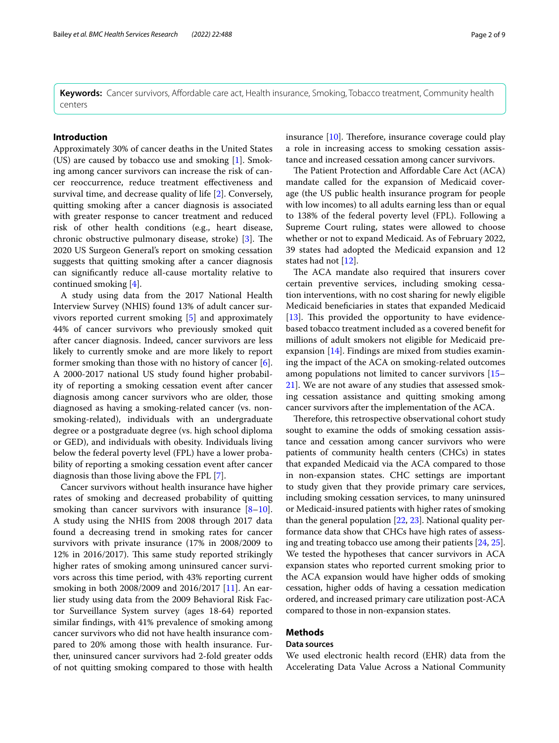**Keywords:** Cancer survivors, Affordable care act, Health insurance, Smoking, Tobacco treatment, Community health centers

## Introduction

Approximately 30% of cancer deaths in the United States (US) are caused by tobacco use and smoking [1]. Smoking among cancer survivors can increase the risk of cancer reoccurrence, reduce treatment effectiveness and survival time, and decrease quality of life [2]. Conversely, quitting smoking after a cancer diagnosis is associated with greater response to cancer treatment and reduced risk of other health conditions (e.g., heart disease, chronic obstructive pulmonary disease, stroke) [3]. The 2020 US Surgeon General's report on smoking cessation suggests that quitting smoking after a cancer diagnosis can significantly reduce all-cause mortality relative to continued smoking [4].

A study using data from the 2017 National Health Interview Survey (NHIS) found 13% of adult cancer survivors reported current smoking [5] and approximately 44% of cancer survivors who previously smoked quit after cancer diagnosis. Indeed, cancer survivors are less likely to currently smoke and are more likely to report former smoking than those with no history of cancer [6]. A 2000-2017 national US study found higher probability of reporting a smoking cessation event after cancer diagnosis among cancer survivors who are older, those diagnosed as having a smoking-related cancer (vs. non-smoking-related), individuals with an undergraduate degree or a postgraduate degree (vs. high school diploma or GED), and individuals with obesity. Individuals living below the federal poverty level (FPL) have a lower probability of reporting a smoking cessation event after cancer diagnosis than those living above the FPL [7].

Cancer survivors without health insurance have higher rates of smoking and decreased probability of quitting smoking than cancer survivors with insurance [8–10]. A study using the NHIS from 2008 through 2017 data found a decreasing trend in smoking rates for cancer survivors with private insurance (17% in 2008/2009 to 12% in 2016/2017). This same study reported strikingly higher rates of smoking among uninsured cancer survivors across this time period, with 43% reporting current smoking in both 2008/2009 and 2016/2017 [11]. An earlier study using data from the 2009 Behavioral Risk Factor Surveillance System survey (ages 18-64) reported similar findings, with 41% prevalence of smoking among cancer survivors who did not have health insurance compared to 20% among those with health insurance. Further, uninsured cancer survivors had 2-fold greater odds of not quitting smoking compared to those with health insurance [10]. Therefore, insurance coverage could play a role in increasing access to smoking cessation assistance and increased cessation among cancer survivors.

The Patient Protection and Affordable Care Act (ACA) mandate called for the expansion of Medicaid coverage (the US public health insurance program for people with low incomes) to all adults earning less than or equal to 138% of the federal poverty level (FPL). Following a Supreme Court ruling, states were allowed to choose whether or not to expand Medicaid. As of February 2022, 39 states had adopted the Medicaid expansion and 12 states had not [12].

The ACA mandate also required that insurers cover certain preventive services, including smoking cessation interventions, with no cost sharing for newly eligible Medicaid beneficiaries in states that expanded Medicaid [13]. This provided the opportunity to have evidence-based tobacco treatment included as a covered benefit for millions of adult smokers not eligible for Medicaid pre-expansion [14]. Findings are mixed from studies examining the impact of the ACA on smoking-related outcomes among populations not limited to cancer survivors [15–21]. We are not aware of any studies that assessed smoking cessation assistance and quitting smoking among cancer survivors after the implementation of the ACA.

Therefore, this retrospective observational cohort study sought to examine the odds of smoking cessation assistance and cessation among cancer survivors who were patients of community health centers (CHCs) in states that expanded Medicaid via the ACA compared to those in non-expansion states. CHC settings are important to study given that they provide primary care services, including smoking cessation services, to many uninsured or Medicaid-insured patients with higher rates of smoking than the general population [22, 23]. National quality performance data show that CHCs have high rates of assessing and treating tobacco use among their patients [24, 25]. We tested the hypotheses that cancer survivors in ACA expansion states who reported current smoking prior to the ACA expansion would have higher odds of smoking cessation, higher odds of having a cessation medication ordered, and increased primary care utilization post-ACA compared to those in non-expansion states.

## Methods

### Data sources

We used electronic health record (EHR) data from the Accelerating Data Value Across a National Community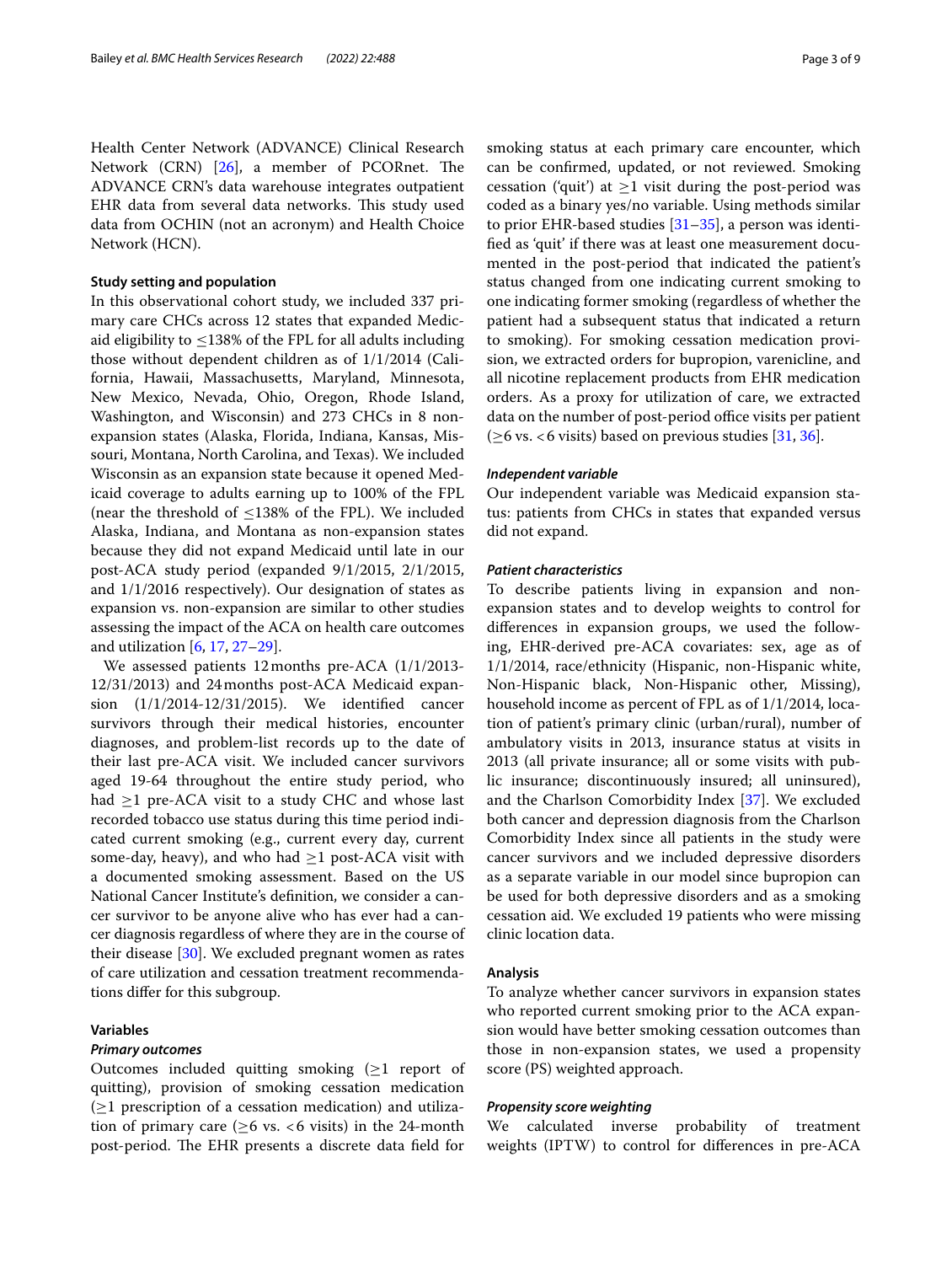Health Center Network (ADVANCE) Clinical Research Network (CRN) [26], a member of PCORnet. The ADVANCE CRN's data warehouse integrates outpatient EHR data from several data networks. This study used data from OCHIN (not an acronym) and Health Choice Network (HCN).

### Study setting and population

In this observational cohort study, we included 337 primary care CHCs across 12 states that expanded Medicaid eligibility to ≤138% of the FPL for all adults including those without dependent children as of 1/1/2014 (California, Hawaii, Massachusetts, Maryland, Minnesota, New Mexico, Nevada, Ohio, Oregon, Rhode Island, Washington, and Wisconsin) and 273 CHCs in 8 non-expansion states (Alaska, Florida, Indiana, Kansas, Missouri, Montana, North Carolina, and Texas). We included Wisconsin as an expansion state because it opened Medicaid coverage to adults earning up to 100% of the FPL (near the threshold of ≤138% of the FPL). We included Alaska, Indiana, and Montana as non-expansion states because they did not expand Medicaid until late in our post-ACA study period (expanded 9/1/2015, 2/1/2015, and 1/1/2016 respectively). Our designation of states as expansion vs. non-expansion are similar to other studies assessing the impact of the ACA on health care outcomes and utilization [6, 17, 27–29].

We assessed patients 12 months pre-ACA (1/1/2013-12/31/2013) and 24 months post-ACA Medicaid expansion (1/1/2014-12/31/2015). We identified cancer survivors through their medical histories, encounter diagnoses, and problem-list records up to the date of their last pre-ACA visit. We included cancer survivors aged 19-64 throughout the entire study period, who had ≥1 pre-ACA visit to a study CHC and whose last recorded tobacco use status during this time period indicated current smoking (e.g., current every day, current some-day, heavy), and who had ≥1 post-ACA visit with a documented smoking assessment. Based on the US National Cancer Institute's definition, we consider a cancer survivor to be anyone alive who has ever had a cancer diagnosis regardless of where they are in the course of their disease [30]. We excluded pregnant women as rates of care utilization and cessation treatment recommendations differ for this subgroup.

### Variables

#### *Primary outcomes*

Outcomes included quitting smoking (≥1 report of quitting), provision of smoking cessation medication (≥1 prescription of a cessation medication) and utilization of primary care (≥6 vs. <6 visits) in the 24-month post-period. The EHR presents a discrete data field for smoking status at each primary care encounter, which can be confirmed, updated, or not reviewed. Smoking cessation ('quit') at ≥1 visit during the post-period was coded as a binary yes/no variable. Using methods similar to prior EHR-based studies [31–35], a person was identified as 'quit' if there was at least one measurement documented in the post-period that indicated the patient's status changed from one indicating current smoking to one indicating former smoking (regardless of whether the patient had a subsequent status that indicated a return to smoking). For smoking cessation medication provision, we extracted orders for bupropion, varenicline, and all nicotine replacement products from EHR medication orders. As a proxy for utilization of care, we extracted data on the number of post-period office visits per patient (≥6 vs. <6 visits) based on previous studies [31, 36].

#### *Independent variable*

Our independent variable was Medicaid expansion status: patients from CHCs in states that expanded versus did not expand.

#### *Patient characteristics*

To describe patients living in expansion and non-expansion states and to develop weights to control for differences in expansion groups, we used the following, EHR-derived pre-ACA covariates: sex, age as of 1/1/2014, race/ethnicity (Hispanic, non-Hispanic white, Non-Hispanic black, Non-Hispanic other, Missing), household income as percent of FPL as of 1/1/2014, location of patient's primary clinic (urban/rural), number of ambulatory visits in 2013, insurance status at visits in 2013 (all private insurance; all or some visits with public insurance; discontinuously insured; all uninsured), and the Charlson Comorbidity Index [37]. We excluded both cancer and depression diagnosis from the Charlson Comorbidity Index since all patients in the study were cancer survivors and we included depressive disorders as a separate variable in our model since bupropion can be used for both depressive disorders and as a smoking cessation aid. We excluded 19 patients who were missing clinic location data.

### Analysis

To analyze whether cancer survivors in expansion states who reported current smoking prior to the ACA expansion would have better smoking cessation outcomes than those in non-expansion states, we used a propensity score (PS) weighted approach.

#### *Propensity score weighting*

We calculated inverse probability of treatment weights (IPTW) to control for differences in pre-ACA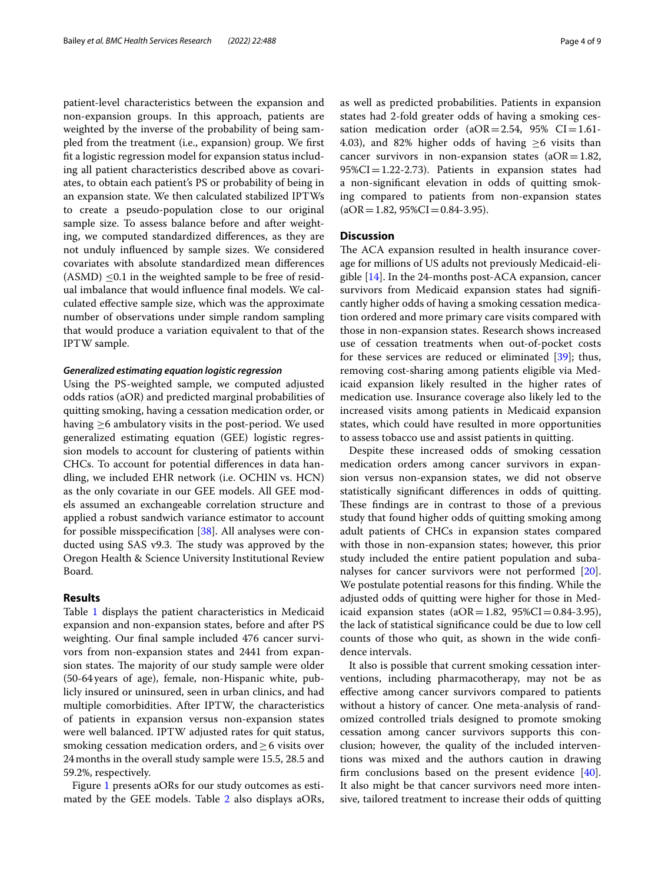patient-level characteristics between the expansion and non-expansion groups. In this approach, patients are weighted by the inverse of the probability of being sampled from the treatment (i.e., expansion) group. We first fit a logistic regression model for expansion status including all patient characteristics described above as covariates, to obtain each patient's PS or probability of being in an expansion state. We then calculated stabilized IPTWs to create a pseudo-population close to our original sample size. To assess balance before and after weighting, we computed standardized differences, as they are not unduly influenced by sample sizes. We considered covariates with absolute standardized mean differences (ASMD) $\leq 0.1$ in the weighted sample to be free of residual imbalance that would influence final models. We calculated effective sample size, which was the approximate number of observations under simple random sampling that would produce a variation equivalent to that of the IPTW sample.

#### *Generalized estimating equation logistic regression*

Using the PS-weighted sample, we computed adjusted odds ratios (aOR) and predicted marginal probabilities of quitting smoking, having a cessation medication order, or having $\geq 6$ ambulatory visits in the post-period. We used generalized estimating equation (GEE) logistic regression models to account for clustering of patients within CHCs. To account for potential differences in data handling, we included EHR network (i.e. OCHIN vs. HCN) as the only covariate in our GEE models. All GEE models assumed an exchangeable correlation structure and applied a robust sandwich variance estimator to account for possible misspecification [38]. All analyses were conducted using SAS v9.3. The study was approved by the Oregon Health & Science University Institutional Review Board.

## Results

Table 1 displays the patient characteristics in Medicaid expansion and non-expansion states, before and after PS weighting. Our final sample included 476 cancer survivors from non-expansion states and 2441 from expansion states. The majority of our study sample were older (50-64 years of age), female, non-Hispanic white, publicly insured or uninsured, seen in urban clinics, and had multiple comorbidities. After IPTW, the characteristics of patients in expansion versus non-expansion states were well balanced. IPTW adjusted rates for quit status, smoking cessation medication orders, and $\geq 6$ visits over 24 months in the overall study sample were 15.5, 28.5 and 59.2%, respectively.

Figure 1 presents aORs for our study outcomes as estimated by the GEE models. Table 2 also displays aORs, as well as predicted probabilities. Patients in expansion states had 2-fold greater odds of having a smoking cessation medication order (aOR = 2.54, 95% CI = 1.61-4.03), and 82% higher odds of having $\geq 6$ visits than cancer survivors in non-expansion states (aOR = 1.82, 95%CI = 1.22-2.73). Patients in expansion states had a non-significant elevation in odds of quitting smoking compared to patients from non-expansion states (aOR = 1.82, 95%CI = 0.84-3.95).

## Discussion

The ACA expansion resulted in health insurance coverage for millions of US adults not previously Medicaid-eligible [14]. In the 24-months post-ACA expansion, cancer survivors from Medicaid expansion states had significantly higher odds of having a smoking cessation medication ordered and more primary care visits compared with those in non-expansion states. Research shows increased use of cessation treatments when out-of-pocket costs for these services are reduced or eliminated [39]; thus, removing cost-sharing among patients eligible via Medicaid expansion likely resulted in the higher rates of medication use. Insurance coverage also likely led to the increased visits among patients in Medicaid expansion states, which could have resulted in more opportunities to assess tobacco use and assist patients in quitting.

Despite these increased odds of smoking cessation medication orders among cancer survivors in expansion versus non-expansion states, we did not observe statistically significant differences in odds of quitting. These findings are in contrast to those of a previous study that found higher odds of quitting smoking among adult patients of CHCs in expansion states compared with those in non-expansion states; however, this prior study included the entire patient population and subanalyses for cancer survivors were not performed [20]. We postulate potential reasons for this finding. While the adjusted odds of quitting were higher for those in Medicaid expansion states (aOR = 1.82, 95%CI = 0.84-3.95), the lack of statistical significance could be due to low cell counts of those who quit, as shown in the wide confidence intervals.

It also is possible that current smoking cessation interventions, including pharmacotherapy, may not be as effective among cancer survivors compared to patients without a history of cancer. One meta-analysis of randomized controlled trials designed to promote smoking cessation among cancer survivors supports this conclusion; however, the quality of the included interventions was mixed and the authors caution in drawing firm conclusions based on the present evidence [40]. It also might be that cancer survivors need more intensive, tailored treatment to increase their odds of quitting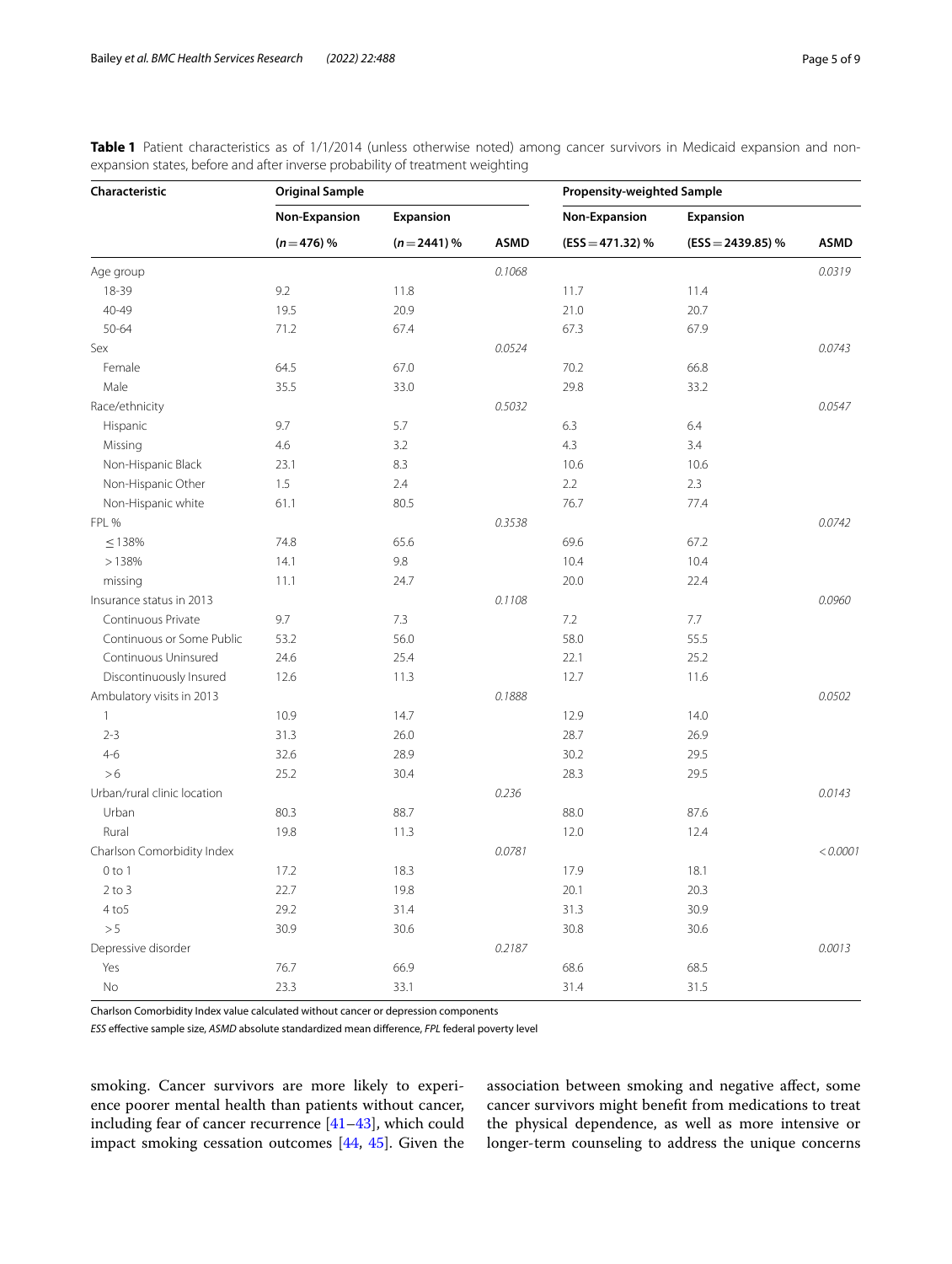**Table 1** Patient characteristics as of 1/1/2014 (unless otherwise noted) among cancer survivors in Medicaid expansion and non-expansion states, before and after inverse probability of treatment weighting

| Characteristic | Original Sample | | | Propensity-weighted Sample | | |
|---|---|---|---|---|---|---|
| | Non-Expansion | Expansion | | Non-Expansion | Expansion | |
| | ($n = 476$) % | ($n = 2441$) % | ASMD | (ESS = 471.32) % | (ESS = 2439.85) % | ASMD |
| Age group | | | *0.1068* | | | *0.0319* |
| 18-39 | 9.2 | 11.8 | | 11.7 | 11.4 | |
| 40-49 | 19.5 | 20.9 | | 21.0 | 20.7 | |
| 50-64 | 71.2 | 67.4 | | 67.3 | 67.9 | |
| Sex | | | *0.0524* | | | *0.0743* |
| Female | 64.5 | 67.0 | | 70.2 | 66.8 | |
| Male | 35.5 | 33.0 | | 29.8 | 33.2 | |
| Race/ethnicity | | | *0.5032* | | | *0.0547* |
| Hispanic | 9.7 | 5.7 | | 6.3 | 6.4 | |
| Missing | 4.6 | 3.2 | | 4.3 | 3.4 | |
| Non-Hispanic Black | 23.1 | 8.3 | | 10.6 | 10.6 | |
| Non-Hispanic Other | 1.5 | 2.4 | | 2.2 | 2.3 | |
| Non-Hispanic white | 61.1 | 80.5 | | 76.7 | 77.4 | |
| FPL % | | | *0.3538* | | | *0.0742* |
| ≤ 138% | 74.8 | 65.6 | | 69.6 | 67.2 | |
| > 138% | 14.1 | 9.8 | | 10.4 | 10.4 | |
| missing | 11.1 | 24.7 | | 20.0 | 22.4 | |
| Insurance status in 2013 | | | *0.1108* | | | *0.0960* |
| Continuous Private | 9.7 | 7.3 | | 7.2 | 7.7 | |
| Continuous or Some Public | 53.2 | 56.0 | | 58.0 | 55.5 | |
| Continuous Uninsured | 24.6 | 25.4 | | 22.1 | 25.2 | |
| Discontinuously Insured | 12.6 | 11.3 | | 12.7 | 11.6 | |
| Ambulatory visits in 2013 | | | *0.1888* | | | *0.0502* |
| 1 | 10.9 | 14.7 | | 12.9 | 14.0 | |
| 2-3 | 31.3 | 26.0 | | 28.7 | 26.9 | |
| 4-6 | 32.6 | 28.9 | | 30.2 | 29.5 | |
| > 6 | 25.2 | 30.4 | | 28.3 | 29.5 | |
| Urban/rural clinic location | | | *0.236* | | | *0.0143* |
| Urban | 80.3 | 88.7 | | 88.0 | 87.6 | |
| Rural | 19.8 | 11.3 | | 12.0 | 12.4 | |
| Charlson Comorbidity Index | | | *0.0781* | | | *< 0.0001* |
| 0 to 1 | 17.2 | 18.3 | | 17.9 | 18.1 | |
| 2 to 3 | 22.7 | 19.8 | | 20.1 | 20.3 | |
| 4 to5 | 29.2 | 31.4 | | 31.3 | 30.9 | |
| > 5 | 30.9 | 30.6 | | 30.8 | 30.6 | |
| Depressive disorder | | | *0.2187* | | | *0.0013* |
| Yes | 76.7 | 66.9 | | 68.6 | 68.5 | |
| No | 23.3 | 33.1 | | 31.4 | 31.5 | |

Charlson Comorbidity Index value calculated without cancer or depression components

*ESS* effective sample size, *ASMD* absolute standardized mean difference, *FPL* federal poverty level

smoking. Cancer survivors are more likely to experience poorer mental health than patients without cancer, including fear of cancer recurrence [41–43], which could impact smoking cessation outcomes [44, 45]. Given the association between smoking and negative affect, some cancer survivors might benefit from medications to treat the physical dependence, as well as more intensive or longer-term counseling to address the unique concerns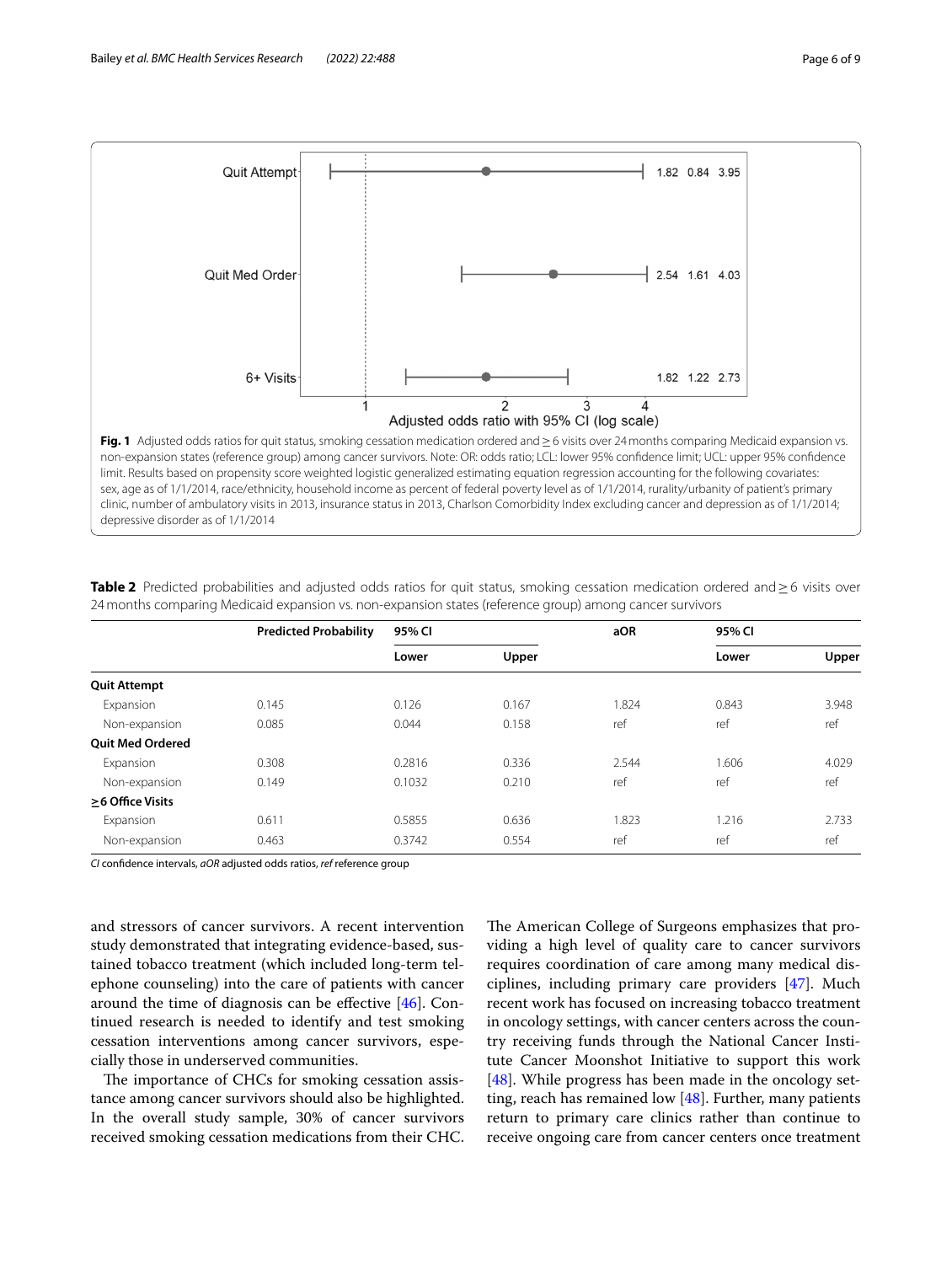**Fig. 1** Adjusted odds ratios for quit status, smoking cessation medication ordered and ≥ 6 visits over 24 months comparing Medicaid expansion vs. non-expansion states (reference group) among cancer survivors. Note: OR: odds ratio; LCL: lower 95% confidence limit; UCL: upper 95% confidence limit. Results based on propensity score weighted logistic generalized estimating equation regression accounting for the following covariates: sex, age as of 1/1/2014, race/ethnicity, household income as percent of federal poverty level as of 1/1/2014, rurality/urbanity of patient's primary clinic, number of ambulatory visits in 2013, insurance status in 2013, Charlson Comorbidity Index excluding cancer and depression as of 1/1/2014; depressive disorder as of 1/1/2014

**Table 2** Predicted probabilities and adjusted odds ratios for quit status, smoking cessation medication ordered and ≥ 6 visits over 24 months comparing Medicaid expansion vs. non-expansion states (reference group) among cancer survivors

| | Predicted Probability | 95% CI | | aOR | 95% CI | |
|---|---|---|---|---|---|---|
| | | Lower | Upper | | Lower | Upper |
| **Quit Attempt** | | | | | | |
| Expansion | 0.145 | 0.126 | 0.167 | 1.824 | 0.843 | 3.948 |
| Non-expansion | 0.085 | 0.044 | 0.158 | ref | ref | ref |
| **Quit Med Ordered** | | | | | | |
| Expansion | 0.308 | 0.2816 | 0.336 | 2.544 | 1.606 | 4.029 |
| Non-expansion | 0.149 | 0.1032 | 0.210 | ref | ref | ref |
| **≥6 Office Visits** | | | | | | |
| Expansion | 0.611 | 0.5855 | 0.636 | 1.823 | 1.216 | 2.733 |
| Non-expansion | 0.463 | 0.3742 | 0.554 | ref | ref | ref |

*CI* confidence intervals, *aOR* adjusted odds ratios, *ref* reference group

and stressors of cancer survivors. A recent intervention study demonstrated that integrating evidence-based, sustained tobacco treatment (which included long-term telephone counseling) into the care of patients with cancer around the time of diagnosis can be effective [46]. Continued research is needed to identify and test smoking cessation interventions among cancer survivors, especially those in underserved communities.

The importance of CHCs for smoking cessation assistance among cancer survivors should also be highlighted. In the overall study sample, 30% of cancer survivors received smoking cessation medications from their CHC. The American College of Surgeons emphasizes that providing a high level of quality care to cancer survivors requires coordination of care among many medical disciplines, including primary care providers [47]. Much recent work has focused on increasing tobacco treatment in oncology settings, with cancer centers across the country receiving funds through the National Cancer Institute Cancer Moonshot Initiative to support this work [48]. While progress has been made in the oncology setting, reach has remained low [48]. Further, many patients return to primary care clinics rather than continue to receive ongoing care from cancer centers once treatment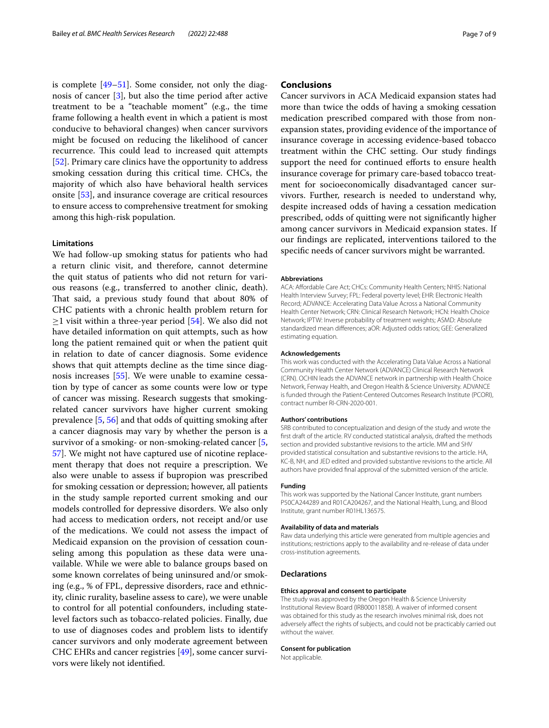is complete [49–51]. Some consider, not only the diagnosis of cancer [3], but also the time period after active treatment to be a "teachable moment" (e.g., the time frame following a health event in which a patient is most conducive to behavioral changes) when cancer survivors might be focused on reducing the likelihood of cancer recurrence. This could lead to increased quit attempts [52]. Primary care clinics have the opportunity to address smoking cessation during this critical time. CHCs, the majority of which also have behavioral health services onsite [53], and insurance coverage are critical resources to ensure access to comprehensive treatment for smoking among this high-risk population.

### Limitations

We had follow-up smoking status for patients who had a return clinic visit, and therefore, cannot determine the quit status of patients who did not return for various reasons (e.g., transferred to another clinic, death). That said, a previous study found that about 80% of CHC patients with a chronic health problem return for $\geq$1 visit within a three-year period [54]. We also did not have detailed information on quit attempts, such as how long the patient remained quit or when the patient quit in relation to date of cancer diagnosis. Some evidence shows that quit attempts decline as the time since diagnosis increases [55]. We were unable to examine cessation by type of cancer as some counts were low or type of cancer was missing. Research suggests that smoking-related cancer survivors have higher current smoking prevalence [5, 56] and that odds of quitting smoking after a cancer diagnosis may vary by whether the person is a survivor of a smoking- or non-smoking-related cancer [5, 57]. We might not have captured use of nicotine replacement therapy that does not require a prescription. We also were unable to assess if bupropion was prescribed for smoking cessation or depression; however, all patients in the study sample reported current smoking and our models controlled for depressive disorders. We also only had access to medication orders, not receipt and/or use of the medications. We could not assess the impact of Medicaid expansion on the provision of cessation counseling among this population as these data were unavailable. While we were able to balance groups based on some known correlates of being uninsured and/or smoking (e.g., % of FPL, depressive disorders, race and ethnicity, clinic rurality, baseline assess to care), we were unable to control for all potential confounders, including state-level factors such as tobacco-related policies. Finally, due to use of diagnoses codes and problem lists to identify cancer survivors and only moderate agreement between CHC EHRs and cancer registries [49], some cancer survivors were likely not identified.

## Conclusions

Cancer survivors in ACA Medicaid expansion states had more than twice the odds of having a smoking cessation medication prescribed compared with those from non-expansion states, providing evidence of the importance of insurance coverage in accessing evidence-based tobacco treatment within the CHC setting. Our study findings support the need for continued efforts to ensure health insurance coverage for primary care-based tobacco treatment for socioeconomically disadvantaged cancer survivors. Further, research is needed to understand why, despite increased odds of having a cessation medication prescribed, odds of quitting were not significantly higher among cancer survivors in Medicaid expansion states. If our findings are replicated, interventions tailored to the specific needs of cancer survivors might be warranted.

#### Abbreviations

ACA: Affordable Care Act; CHCs: Community Health Centers; NHIS: National Health Interview Survey; FPL: Federal poverty level; EHR: Electronic Health Record; ADVANCE: Accelerating Data Value Across a National Community Health Center Network; CRN: Clinical Research Network; HCN: Health Choice Network; IPTW: Inverse probability of treatment weights; ASMD: Absolute standardized mean differences; aOR: Adjusted odds ratios; GEE: Generalized estimating equation.

#### Acknowledgements

This work was conducted with the Accelerating Data Value Across a National Community Health Center Network (ADVANCE) Clinical Research Network (CRN). OCHIN leads the ADVANCE network in partnership with Health Choice Network, Fenway Health, and Oregon Health & Science University. ADVANCE is funded through the Patient-Centered Outcomes Research Institute (PCORI), contract number RI-CRN-2020-001.

#### Authors' contributions

SRB contributed to conceptualization and design of the study and wrote the first draft of the article. RV conducted statistical analysis, drafted the methods section and provided substantive revisions to the article. MM and SHV provided statistical consultation and substantive revisions to the article. HA, KC-B, NH, and JED edited and provided substantive revisions to the article. All authors have provided final approval of the submitted version of the article.

#### Funding

This work was supported by the National Cancer Institute, grant numbers P50CA244289 and R01CA204267, and the National Health, Lung, and Blood Institute, grant number R01HL136575.

#### Availability of data and materials

Raw data underlying this article were generated from multiple agencies and institutions; restrictions apply to the availability and re-release of data under cross-institution agreements.

### Declarations

#### Ethics approval and consent to participate

The study was approved by the Oregon Health & Science University Institutional Review Board (IRB00011858). A waiver of informed consent was obtained for this study as the research involves minimal risk, does not adversely affect the rights of subjects, and could not be practicably carried out without the waiver.

#### Consent for publication

Not applicable.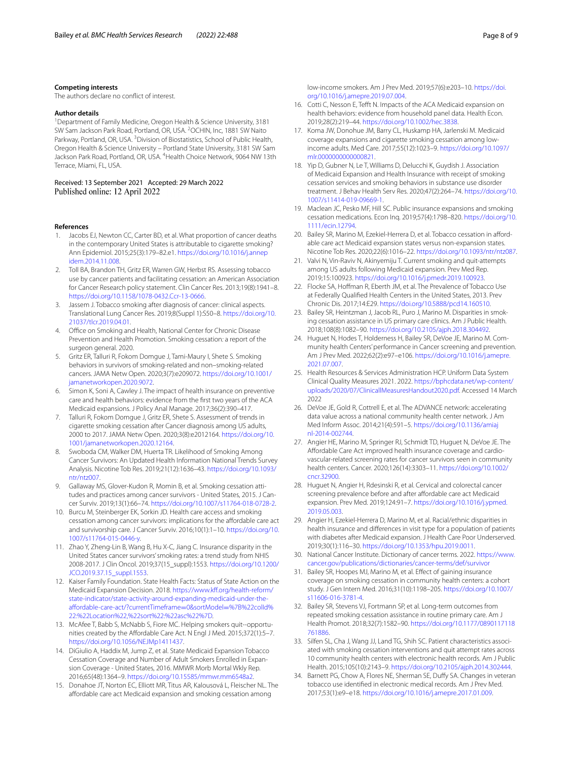### Competing interests

The authors declare no conflict of interest.

### Author details

[1]Department of Family Medicine, Oregon Health & Science University, 3181 SW Sam Jackson Park Road, Portland, OR, USA. [2]OCHIN, Inc, 1881 SW Naito Parkway, Portland, OR, USA. [3]Division of Biostatistics, School of Public Health, Oregon Health & Science University – Portland State University, 3181 SW Sam Jackson Park Road, Portland, OR, USA. [4]Health Choice Network, 9064 NW 13th Terrace, Miami, FL, USA.

Received: 13 September 2021 Accepted: 29 March 2022
Published online: 12 April 2022

### References

1. Jacobs EJ, Newton CC, Carter BD, et al. What proportion of cancer deaths in the contemporary United States is attributable to cigarette smoking? Ann Epidemiol. 2015;25(3):179–82.e1. https://doi.org/10.1016/j.annepidem.2014.11.008.
2. Toll BA, Brandon TH, Gritz ER, Warren GW, Herbst RS. Assessing tobacco use by cancer patients and facilitating cessation: an American Association for Cancer Research policy statement. Clin Cancer Res. 2013;19(8):1941–8. https://doi.org/10.1158/1078-0432.Ccr-13-0666.
3. Jassem J. Tobacco smoking after diagnosis of cancer: clinical aspects. Translational Lung Cancer Res. 2019;8(Suppl 1):S50–8. https://doi.org/10.21037/tlcr.2019.04.01.
4. Office on Smoking and Health, National Center for Chronic Disease Prevention and Health Promotion. Smoking cessation: a report of the surgeon general. 2020.
5. Gritz ER, Talluri R, Fokom Domgue J, Tami-Maury I, Shete S. Smoking behaviors in survivors of smoking-related and non–smoking-related cancers. JAMA Netw Open. 2020;3(7):e209072. https://doi.org/10.1001/jamanetworkopen.2020.9072.
6. Simon K, Soni A, Cawley J. The impact of health insurance on preventive care and health behaviors: evidence from the first two years of the ACA Medicaid expansions. J Policy Anal Manage. 2017;36(2):390–417.
7. Talluri R, Fokom Domgue J, Gritz ER, Shete S. Assessment of trends in cigarette smoking cessation after Cancer diagnosis among US adults, 2000 to 2017. JAMA Netw Open. 2020;3(8):e2012164. https://doi.org/10.1001/jamanetworkopen.2020.12164.
8. Swoboda CM, Walker DM, Huerta TR. Likelihood of Smoking Among Cancer Survivors: An Updated Health Information National Trends Survey Analysis. Nicotine Tob Res. 2019;21(12):1636–43. https://doi.org/10.1093/ntr/ntz007.
9. Gallaway MS, Glover-Kudon R, Momin B, et al. Smoking cessation attitudes and practices among cancer survivors - United States, 2015. J Cancer Surviv. 2019;13(1):66–74. https://doi.org/10.1007/s11764-018-0728-2.
10. Burcu M, Steinberger EK, Sorkin JD. Health care access and smoking cessation among cancer survivors: implications for the affordable care act and survivorship care. J Cancer Surviv. 2016;10(1):1–10. https://doi.org/10.1007/s11764-015-0446-y.
11. Zhao Y, Zheng-Lin B, Wang B, Hu X-C, Jiang C. Insurance disparity in the United States cancer survivors' smoking rates: a trend study from NHIS 2008-2017. J Clin Oncol. 2019;37(15_suppl):1553. https://doi.org/10.1200/JCO.2019.37.15_suppl.1553.
12. Kaiser Family Foundation. State Health Facts: Status of State Action on the Medicaid Expansion Decision. 2018. https://www.kff.org/health-reform/state-indicator/state-activity-around-expanding-medicaid-under-the-affordable-care-act/?currentTimeframe=0&sortModel=%7B%22colId%22:%22Location%22,%22sort%22:%22asc%22%7D.
13. McAfee T, Babb S, McNabb S, Fiore MC. Helping smokers quit--opportunities created by the Affordable Care Act. N Engl J Med. 2015;372(1):5–7. https://doi.org/10.1056/NEJMp1411437.
14. DiGiulio A, Haddix M, Jump Z, et al. State Medicaid Expansion Tobacco Cessation Coverage and Number of Adult Smokers Enrolled in Expansion Coverage - United States, 2016. MMWR Morb Mortal Wkly Rep. 2016;65(48):1364–9. https://doi.org/10.15585/mmwr.mm6548a2.
15. Donahoe JT, Norton EC, Elliott MR, Titus AR, Kalousová L, Fleischer NL. The affordable care act Medicaid expansion and smoking cessation among low-income smokers. Am J Prev Med. 2019;57(6):e203–10. https://doi.org/10.1016/j.amepre.2019.07.004.
16. Cotti C, Nesson E, Tefft N. Impacts of the ACA Medicaid expansion on health behaviors: evidence from household panel data. Health Econ. 2019;28(2):219–44. https://doi.org/10.1002/hec.3838.
17. Koma JW, Donohue JM, Barry CL, Huskamp HA, Jarlenski M. Medicaid coverage expansions and cigarette smoking cessation among low-income adults. Med Care. 2017;55(12):1023–9. https://doi.org/10.1097/mlr.0000000000000821.
18. Yip D, Gubner N, Le T, Williams D, Delucchi K, Guydish J. Association of Medicaid Expansion and Health Insurance with receipt of smoking cessation services and smoking behaviors in substance use disorder treatment. J Behav Health Serv Res. 2020;47(2):264–74. https://doi.org/10.1007/s11414-019-09669-1.
19. Maclean JC, Pesko MF, Hill SC. Public insurance expansions and smoking cessation medications. Econ Inq. 2019;57(4):1798–820. https://doi.org/10.1111/ecin.12794.
20. Bailey SR, Marino M, Ezekiel-Herrera D, et al. Tobacco cessation in affordable care act Medicaid expansion states versus non-expansion states. Nicotine Tob Res. 2020;22(6):1016–22. https://doi.org/10.1093/ntr/ntz087.
21. Valvi N, Vin-Raviv N, Akinyemiju T. Current smoking and quit-attempts among US adults following Medicaid expansion. Prev Med Rep. 2019;15:100923. https://doi.org/10.1016/j.pmedr.2019.100923.
22. Flocke SA, Hoffman R, Eberth JM, et al. The Prevalence of Tobacco Use at Federally Qualified Health Centers in the United States, 2013. Prev Chronic Dis. 2017;14:E29. https://doi.org/10.5888/pcd14.160510.
23. Bailey SR, Heintzman J, Jacob RL, Puro J, Marino M. Disparities in smoking cessation assistance in US primary care clinics. Am J Public Health. 2018;108(8):1082–90. https://doi.org/10.2105/ajph.2018.304492.
24. Huguet N, Hodes T, Holderness H, Bailey SR, DeVoe JE, Marino M. Community health Centers' performance in Cancer screening and prevention. Am J Prev Med. 2022;62(2):e97–e106. https://doi.org/10.1016/j.amepre.2021.07.007.
25. Health Resources & Services Administration HCP. Uniform Data System Clinical Quality Measures 2021. 2022. https://bphcdata.net/wp-content/uploads/2020/07/ClinicalIMeasuresHandout2020.pdf. Accessed 14 March 2022
26. DeVoe JE, Gold R, Cottrell E, et al. The ADVANCE network: accelerating data value across a national community health center network. J Am Med Inform Assoc. 2014;21(4):591–5. https://doi.org/10.1136/amiajnl-2014-002744.
27. Angier HE, Marino M, Springer RJ, Schmidt TD, Huguet N, DeVoe JE. The Affordable Care Act improved health insurance coverage and cardiovascular-related screening rates for cancer survivors seen in community health centers. Cancer. 2020;126(14):3303–11. https://doi.org/10.1002/cncr.32900.
28. Huguet N, Angier H, Rdesinski R, et al. Cervical and colorectal cancer screening prevalence before and after affordable care act Medicaid expansion. Prev Med. 2019;124:91–7. https://doi.org/10.1016/j.ypmed.2019.05.003.
29. Angier H, Ezekiel-Herrera D, Marino M, et al. Racial/ethnic disparities in health insurance and differences in visit type for a population of patients with diabetes after Medicaid expansion. J Health Care Poor Underserved. 2019;30(1):116–30. https://doi.org/10.1353/hpu.2019.0011.
30. National Cancer Institute. Dictionary of cancer terms. 2022. https://www.cancer.gov/publications/dictionaries/cancer-terms/def/survivor
31. Bailey SR, Hoopes MJ, Marino M, et al. Effect of gaining insurance coverage on smoking cessation in community health centers: a cohort study. J Gen Intern Med. 2016;31(10):1198–205. https://doi.org/10.1007/s11606-016-3781-4.
32. Bailey SR, Stevens VJ, Fortmann SP, et al. Long-term outcomes from repeated smoking cessation assistance in routine primary care. Am J Health Promot. 2018;32(7):1582–90. https://doi.org/10.1177/0890117118761886.
33. Silfen SL, Cha J, Wang JJ, Land TG, Shih SC. Patient characteristics associated with smoking cessation interventions and quit attempt rates across 10 community health centers with electronic health records. Am J Public Health. 2015;105(10):2143–9. https://doi.org/10.2105/ajph.2014.302444.
34. Barnett PG, Chow A, Flores NE, Sherman SE, Duffy SA. Changes in veteran tobacco use identified in electronic medical records. Am J Prev Med. 2017;53(1):e9–e18. https://doi.org/10.1016/j.amepre.2017.01.009.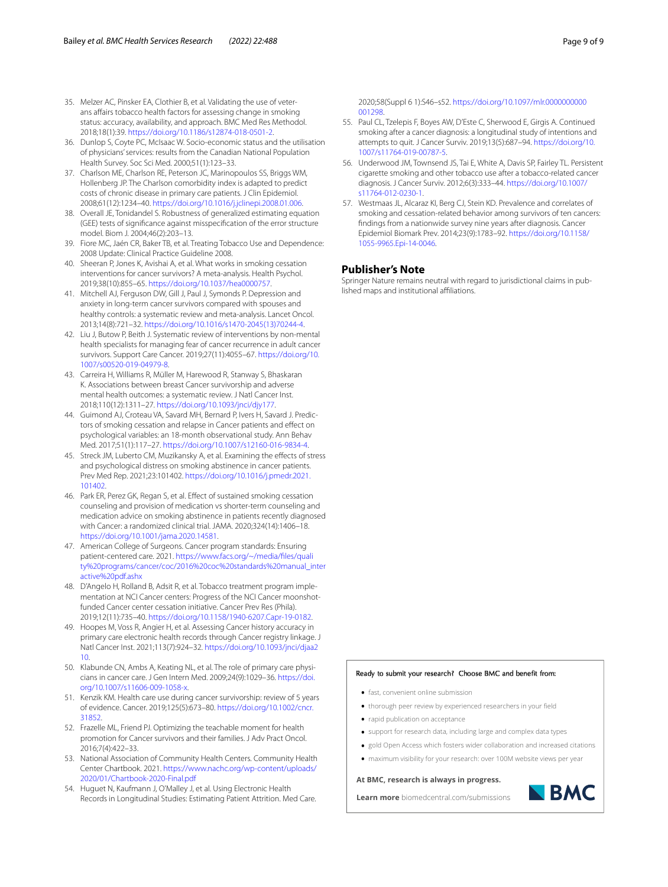35. Melzer AC, Pinsker EA, Clothier B, et al. Validating the use of veterans affairs tobacco health factors for assessing change in smoking status: accuracy, availability, and approach. BMC Med Res Methodol. 2018;18(1):39. https://doi.org/10.1186/s12874-018-0501-2.
36. Dunlop S, Coyte PC, McIsaac W. Socio-economic status and the utilisation of physicians' services: results from the Canadian National Population Health Survey. Soc Sci Med. 2000;51(1):123–33.
37. Charlson ME, Charlson RE, Peterson JC, Marinopoulos SS, Briggs WM, Hollenberg JP. The Charlson comorbidity index is adapted to predict costs of chronic disease in primary care patients. J Clin Epidemiol. 2008;61(12):1234–40. https://doi.org/10.1016/j.jclinepi.2008.01.006.
38. Overall JE, Tonidandel S. Robustness of generalized estimating equation (GEE) tests of significance against misspecification of the error structure model. Biom J. 2004;46(2):203–13.
39. Fiore MC, Jaén CR, Baker TB, et al. Treating Tobacco Use and Dependence: 2008 Update: Clinical Practice Guideline 2008.
40. Sheeran P, Jones K, Avishai A, et al. What works in smoking cessation interventions for cancer survivors? A meta-analysis. Health Psychol. 2019;38(10):855–65. https://doi.org/10.1037/hea0000757.
41. Mitchell AJ, Ferguson DW, Gill J, Paul J, Symonds P. Depression and anxiety in long-term cancer survivors compared with spouses and healthy controls: a systematic review and meta-analysis. Lancet Oncol. 2013;14(8):721–32. https://doi.org/10.1016/s1470-2045(13)70244-4.
42. Liu J, Butow P, Beith J. Systematic review of interventions by non-mental health specialists for managing fear of cancer recurrence in adult cancer survivors. Support Care Cancer. 2019;27(11):4055–67. https://doi.org/10.1007/s00520-019-04979-8.
43. Carreira H, Williams R, Müller M, Harewood R, Stanway S, Bhaskaran K. Associations between breast Cancer survivorship and adverse mental health outcomes: a systematic review. J Natl Cancer Inst. 2018;110(12):1311–27. https://doi.org/10.1093/jnci/djy177.
44. Guimond AJ, Croteau VA, Savard MH, Bernard P, Ivers H, Savard J. Predictors of smoking cessation and relapse in Cancer patients and effect on psychological variables: an 18-month observational study. Ann Behav Med. 2017;51(1):117–27. https://doi.org/10.1007/s12160-016-9834-4.
45. Streck JM, Luberto CM, Muzikansky A, et al. Examining the effects of stress and psychological distress on smoking abstinence in cancer patients. Prev Med Rep. 2021;23:101402. https://doi.org/10.1016/j.pmedr.2021.101402.
46. Park ER, Perez GK, Regan S, et al. Effect of sustained smoking cessation counseling and provision of medication vs shorter-term counseling and medication advice on smoking abstinence in patients recently diagnosed with Cancer: a randomized clinical trial. JAMA. 2020;324(14):1406–18. https://doi.org/10.1001/jama.2020.14581.
47. American College of Surgeons. Cancer program standards: Ensuring patient-centered care. 2021. https://www.facs.org/~/media/files/quality%20programs/cancer/coc/2016%20coc%20standards%20manual_interactive%20pdf.ashx
48. D'Angelo H, Rolland B, Adsit R, et al. Tobacco treatment program implementation at NCI Cancer centers: Progress of the NCI Cancer moonshot-funded Cancer center cessation initiative. Cancer Prev Res (Phila). 2019;12(11):735–40. https://doi.org/10.1158/1940-6207.Capr-19-0182.
49. Hoopes M, Voss R, Angier H, et al. Assessing Cancer history accuracy in primary care electronic health records through Cancer registry linkage. J Natl Cancer Inst. 2021;113(7):924–32. https://doi.org/10.1093/jnci/djaa210.
50. Klabunde CN, Ambs A, Keating NL, et al. The role of primary care physicians in cancer care. J Gen Intern Med. 2009;24(9):1029–36. https://doi.org/10.1007/s11606-009-1058-x.
51. Kenzik KM. Health care use during cancer survivorship: review of 5 years of evidence. Cancer. 2019;125(5):673–80. https://doi.org/10.1002/cncr.31852.
52. Frazelle ML, Friend PJ. Optimizing the teachable moment for health promotion for Cancer survivors and their families. J Adv Pract Oncol. 2016;7(4):422–33.
53. National Association of Community Health Centers. Community Health Center Chartbook. 2021. https://www.nachc.org/wp-content/uploads/2020/01/Chartbook-2020-Final.pdf
54. Huguet N, Kaufmann J, O'Malley J, et al. Using Electronic Health Records in Longitudinal Studies: Estimating Patient Attrition. Med Care. 2020;58(Suppl 6 1):S46–s52. https://doi.org/10.1097/mlr.0000000000001298.
55. Paul CL, Tzelepis F, Boyes AW, D'Este C, Sherwood E, Girgis A. Continued smoking after a cancer diagnosis: a longitudinal study of intentions and attempts to quit. J Cancer Surviv. 2019;13(5):687–94. https://doi.org/10.1007/s11764-019-00787-5.
56. Underwood JM, Townsend JS, Tai E, White A, Davis SP, Fairley TL. Persistent cigarette smoking and other tobacco use after a tobacco-related cancer diagnosis. J Cancer Surviv. 2012;6(3):333–44. https://doi.org/10.1007/s11764-012-0230-1.
57. Westmaas JL, Alcaraz KI, Berg CJ, Stein KD. Prevalence and correlates of smoking and cessation-related behavior among survivors of ten cancers: findings from a nationwide survey nine years after diagnosis. Cancer Epidemiol Biomark Prev. 2014;23(9):1783–92. https://doi.org/10.1158/1055-9965.Epi-14-0046.

## Publisher's Note

Springer Nature remains neutral with regard to jurisdictional claims in published maps and institutional affiliations.

Ready to submit your research? Choose BMC and benefit from:

- fast, convenient online submission
- thorough peer review by experienced researchers in your field
- rapid publication on acceptance
- support for research data, including large and complex data types
- gold Open Access which fosters wider collaboration and increased citations
- maximum visibility for your research: over 100M website views per year

**At BMC, research is always in progress.**

**Learn more** biomedcentral.com/submissions

BMC